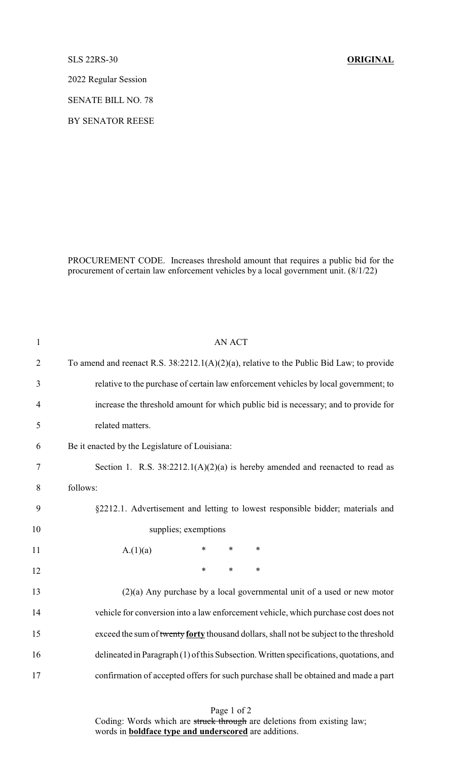SLS 22RS-30 **ORIGINAL**

2022 Regular Session

SENATE BILL NO. 78

BY SENATOR REESE

PROCUREMENT CODE. Increases threshold amount that requires a public bid for the procurement of certain law enforcement vehicles by a local government unit. (8/1/22)

1 AN ACT

2 To amend and reenact R.S. 38:2212.1(A)(2)(a), relative to the Public Bid Law; to provide

3 relative to the purchase of certain law enforcement vehicles by local government; to

4 increase the threshold amount for which public bid is necessary; and to provide for

5 related matters.

6 Be it enacted by the Legislature of Louisiana:

7 Section 1. R.S. 38:2212.1(A)(2)(a) is hereby amended and reenacted to read as

8 follows:

9 §2212.1. Advertisement and letting to lowest responsible bidder; materials and

10 supplies; exemptions

11 A.(1)(a) * * *

12 * * *

13 (2)(a) Any purchase by a local governmental unit of a used or new motor

14 vehicle for conversion into a law enforcement vehicle, which purchase cost does not

15 exceed the sum of ~~twenty~~ **forty** thousand dollars, shall not be subject to the threshold

16 delineated in Paragraph (1) of this Subsection. Written specifications, quotations, and

17 confirmation of accepted offers for such purchase shall be obtained and made a part

Coding: Words which are ~~struck through~~ are deletions from existing law; words in **boldface type and underscored** are additions.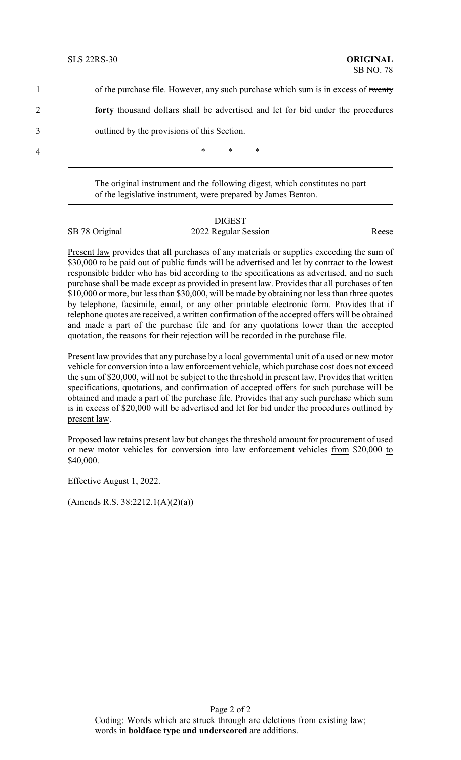of the purchase file. However, any such purchase which sum is in excess of ~~twenty~~ **forty** thousand dollars shall be advertised and let for bid under the procedures outlined by the provisions of this Section.

\* \* \*

---

The original instrument and the following digest, which constitutes no part of the legislative instrument, were prepared by James Benton.

---

DIGEST

SB 78 Original — 2022 Regular Session — Reese

Present law provides that all purchases of any materials or supplies exceeding the sum of $30,000 to be paid out of public funds will be advertised and let by contract to the lowest responsible bidder who has bid according to the specifications as advertised, and no such purchase shall be made except as provided in present law. Provides that all purchases of ten $10,000 or more, but less than $30,000, will be made by obtaining not less than three quotes by telephone, facsimile, email, or any other printable electronic form. Provides that if telephone quotes are received, a written confirmation of the accepted offers will be obtained and made a part of the purchase file and for any quotations lower than the accepted quotation, the reasons for their rejection will be recorded in the purchase file.

Present law provides that any purchase by a local governmental unit of a used or new motor vehicle for conversion into a law enforcement vehicle, which purchase cost does not exceed the sum of $20,000, will not be subject to the threshold in present law. Provides that written specifications, quotations, and confirmation of accepted offers for such purchase will be obtained and made a part of the purchase file. Provides that any such purchase which sum is in excess of $20,000 will be advertised and let for bid under the procedures outlined by present law.

Proposed law retains present law but changes the threshold amount for procurement of used or new motor vehicles for conversion into law enforcement vehicles from $20,000 to $40,000.

Effective August 1, 2022.

(Amends R.S. 38:2212.1(A)(2)(a))

Coding: Words which are ~~struck through~~ are deletions from existing law; words in **boldface type and underscored** are additions.